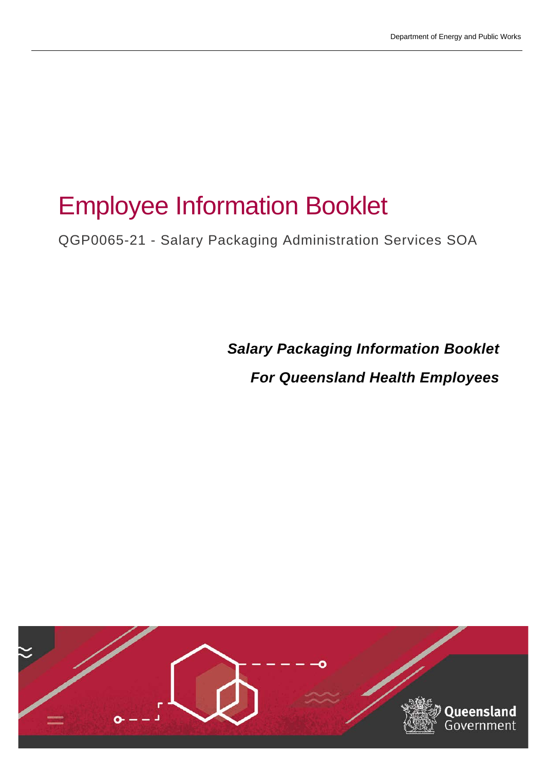# Employee Information Booklet

QGP0065-21 - Salary Packaging Administration Services SOA

***Salary Packaging Information Booklet***

***For Queensland Health Employees***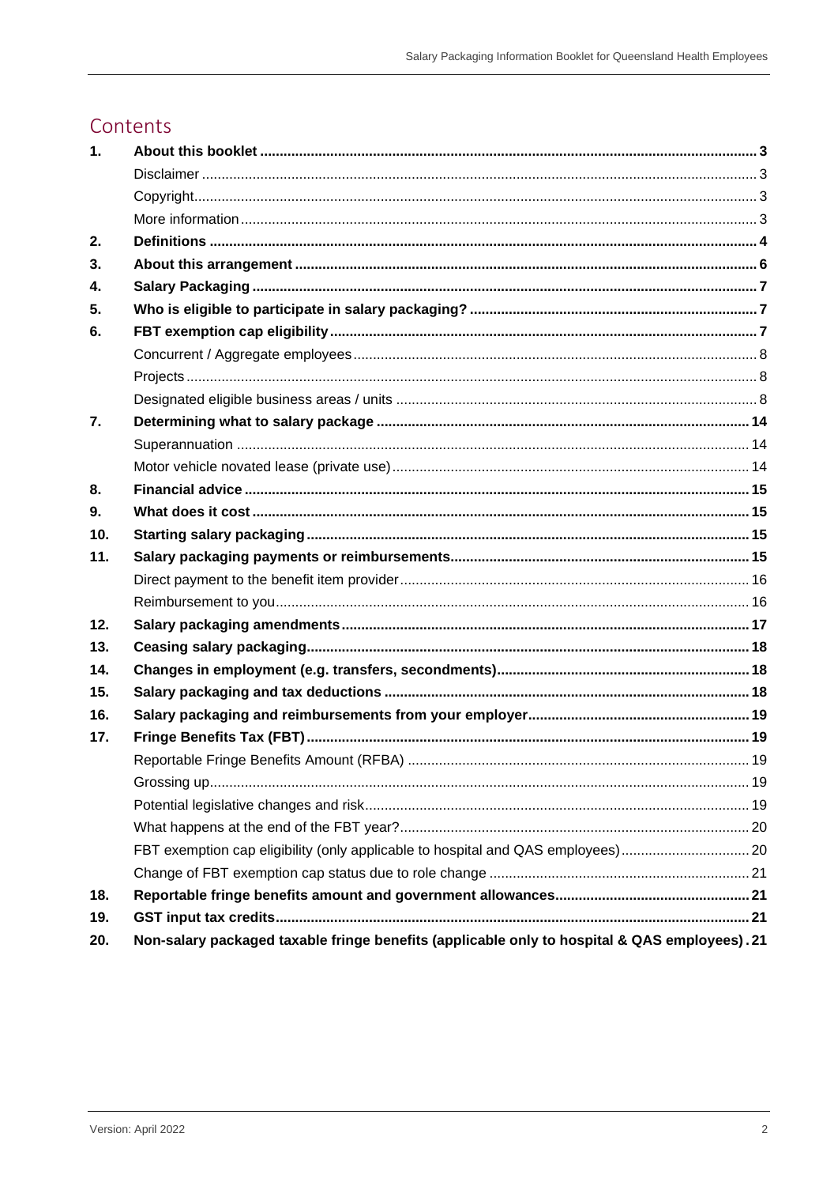## Contents

| | | |
|---|---|---|
| **1.** | **About this booklet** | **3** |
| | Disclaimer | 3 |
| | Copyright | 3 |
| | More information | 3 |
| **2.** | **Definitions** | **4** |
| **3.** | **About this arrangement** | **6** |
| **4.** | **Salary Packaging** | **7** |
| **5.** | **Who is eligible to participate in salary packaging?** | **7** |
| **6.** | **FBT exemption cap eligibility** | **7** |
| | Concurrent / Aggregate employees | 8 |
| | Projects | 8 |
| | Designated eligible business areas / units | 8 |
| **7.** | **Determining what to salary package** | **14** |
| | Superannuation | 14 |
| | Motor vehicle novated lease (private use) | 14 |
| **8.** | **Financial advice** | **15** |
| **9.** | **What does it cost** | **15** |
| **10.** | **Starting salary packaging** | **15** |
| **11.** | **Salary packaging payments or reimbursements** | **15** |
| | Direct payment to the benefit item provider | 16 |
| | Reimbursement to you | 16 |
| **12.** | **Salary packaging amendments** | **17** |
| **13.** | **Ceasing salary packaging** | **18** |
| **14.** | **Changes in employment (e.g. transfers, secondments)** | **18** |
| **15.** | **Salary packaging and tax deductions** | **18** |
| **16.** | **Salary packaging and reimbursements from your employer** | **19** |
| **17.** | **Fringe Benefits Tax (FBT)** | **19** |
| | Reportable Fringe Benefits Amount (RFBA) | 19 |
| | Grossing up | 19 |
| | Potential legislative changes and risk | 19 |
| | What happens at the end of the FBT year? | 20 |
| | FBT exemption cap eligibility (only applicable to hospital and QAS employees) | 20 |
| | Change of FBT exemption cap status due to role change | 21 |
| **18.** | **Reportable fringe benefits amount and government allowances** | **21** |
| **19.** | **GST input tax credits** | **21** |
| **20.** | **Non-salary packaged taxable fringe benefits (applicable only to hospital & QAS employees)** | **21** |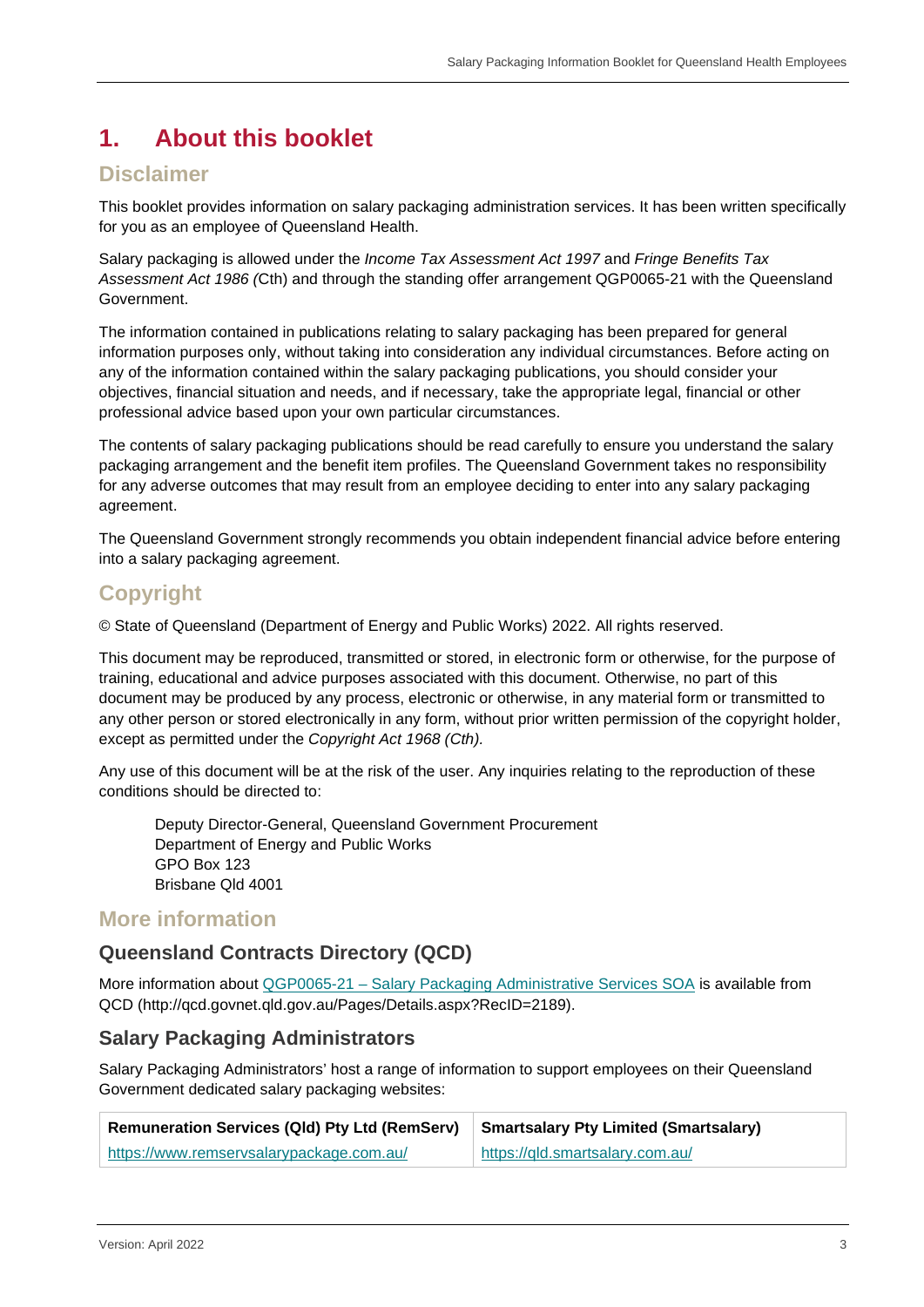# 1. About this booklet

## Disclaimer

This booklet provides information on salary packaging administration services. It has been written specifically for you as an employee of Queensland Health.

Salary packaging is allowed under the *Income Tax Assessment Act 1997* and *Fringe Benefits Tax Assessment Act 1986 (*Cth) and through the standing offer arrangement QGP0065-21 with the Queensland Government.

The information contained in publications relating to salary packaging has been prepared for general information purposes only, without taking into consideration any individual circumstances. Before acting on any of the information contained within the salary packaging publications, you should consider your objectives, financial situation and needs, and if necessary, take the appropriate legal, financial or other professional advice based upon your own particular circumstances.

The contents of salary packaging publications should be read carefully to ensure you understand the salary packaging arrangement and the benefit item profiles. The Queensland Government takes no responsibility for any adverse outcomes that may result from an employee deciding to enter into any salary packaging agreement.

The Queensland Government strongly recommends you obtain independent financial advice before entering into a salary packaging agreement.

## Copyright

© State of Queensland (Department of Energy and Public Works) 2022. All rights reserved.

This document may be reproduced, transmitted or stored, in electronic form or otherwise, for the purpose of training, educational and advice purposes associated with this document. Otherwise, no part of this document may be produced by any process, electronic or otherwise, in any material form or transmitted to any other person or stored electronically in any form, without prior written permission of the copyright holder, except as permitted under the *Copyright Act 1968 (Cth).*

Any use of this document will be at the risk of the user. Any inquiries relating to the reproduction of these conditions should be directed to:

> Deputy Director-General, Queensland Government Procurement
> Department of Energy and Public Works
> GPO Box 123
> Brisbane Qld 4001

## More information

### Queensland Contracts Directory (QCD)

More information about QGP0065-21 – Salary Packaging Administrative Services SOA is available from QCD (http://qcd.govnet.qld.gov.au/Pages/Details.aspx?RecID=2189).

### Salary Packaging Administrators

Salary Packaging Administrators' host a range of information to support employees on their Queensland Government dedicated salary packaging websites:

| Remuneration Services (Qld) Pty Ltd (RemServ) | Smartsalary Pty Limited (Smartsalary) |
|---|---|
| https://www.remservsalarypackage.com.au/ | https://qld.smartsalary.com.au/ |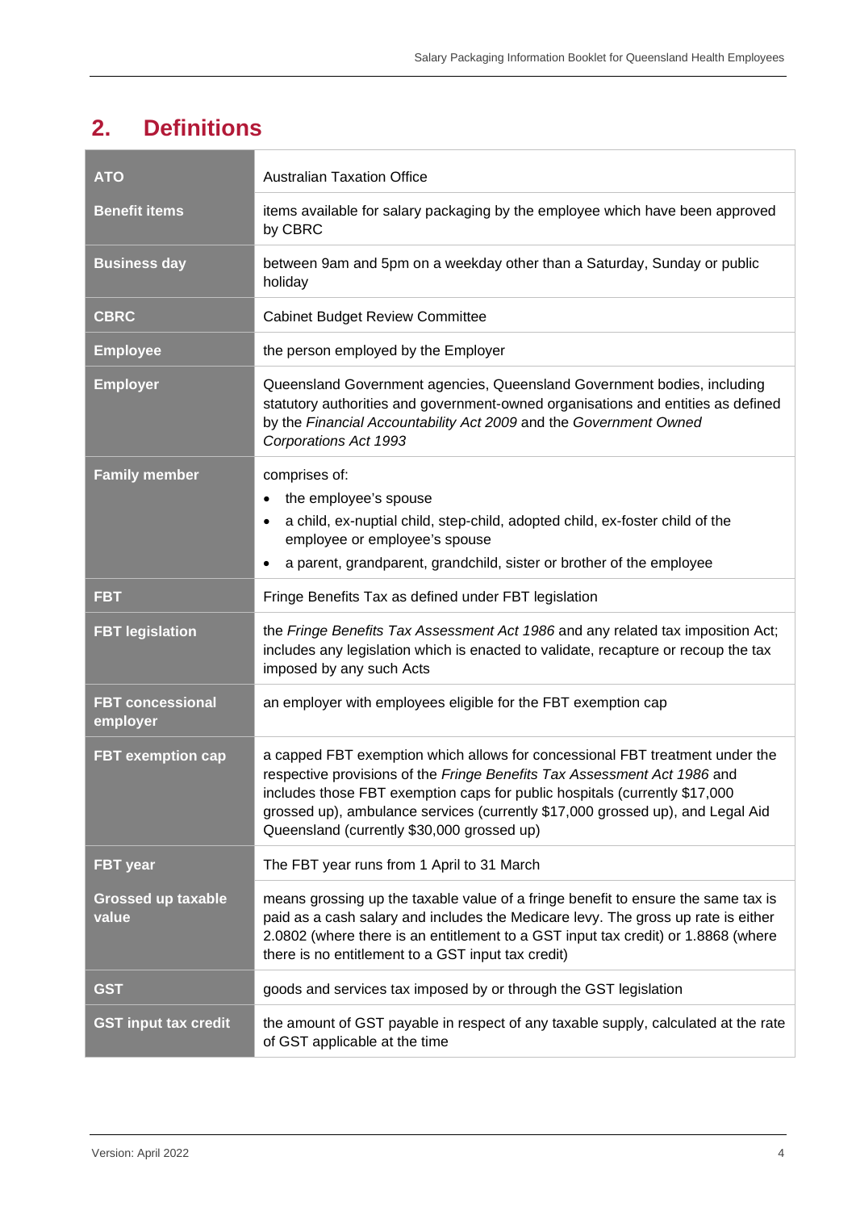## 2. Definitions

| | |
|---|---|
| **ATO** | Australian Taxation Office |
| **Benefit items** | items available for salary packaging by the employee which have been approved by CBRC |
| **Business day** | between 9am and 5pm on a weekday other than a Saturday, Sunday or public holiday |
| **CBRC** | Cabinet Budget Review Committee |
| **Employee** | the person employed by the Employer |
| **Employer** | Queensland Government agencies, Queensland Government bodies, including statutory authorities and government-owned organisations and entities as defined by the *Financial Accountability Act 2009* and the *Government Owned Corporations Act 1993* |
| **Family member** | comprises of: <br>• the employee's spouse <br>• a child, ex-nuptial child, step-child, adopted child, ex-foster child of the employee or employee's spouse <br>• a parent, grandparent, grandchild, sister or brother of the employee |
| **FBT** | Fringe Benefits Tax as defined under FBT legislation |
| **FBT legislation** | the *Fringe Benefits Tax Assessment Act 1986* and any related tax imposition Act; includes any legislation which is enacted to validate, recapture or recoup the tax imposed by any such Acts |
| **FBT concessional employer** | an employer with employees eligible for the FBT exemption cap |
| **FBT exemption cap** | a capped FBT exemption which allows for concessional FBT treatment under the respective provisions of the *Fringe Benefits Tax Assessment Act 1986* and includes those FBT exemption caps for public hospitals (currently $17,000 grossed up), ambulance services (currently $17,000 grossed up), and Legal Aid Queensland (currently $30,000 grossed up) |
| **FBT year** | The FBT year runs from 1 April to 31 March |
| **Grossed up taxable value** | means grossing up the taxable value of a fringe benefit to ensure the same tax is paid as a cash salary and includes the Medicare levy. The gross up rate is either 2.0802 (where there is an entitlement to a GST input tax credit) or 1.8868 (where there is no entitlement to a GST input tax credit) |
| **GST** | goods and services tax imposed by or through the GST legislation |
| **GST input tax credit** | the amount of GST payable in respect of any taxable supply, calculated at the rate of GST applicable at the time |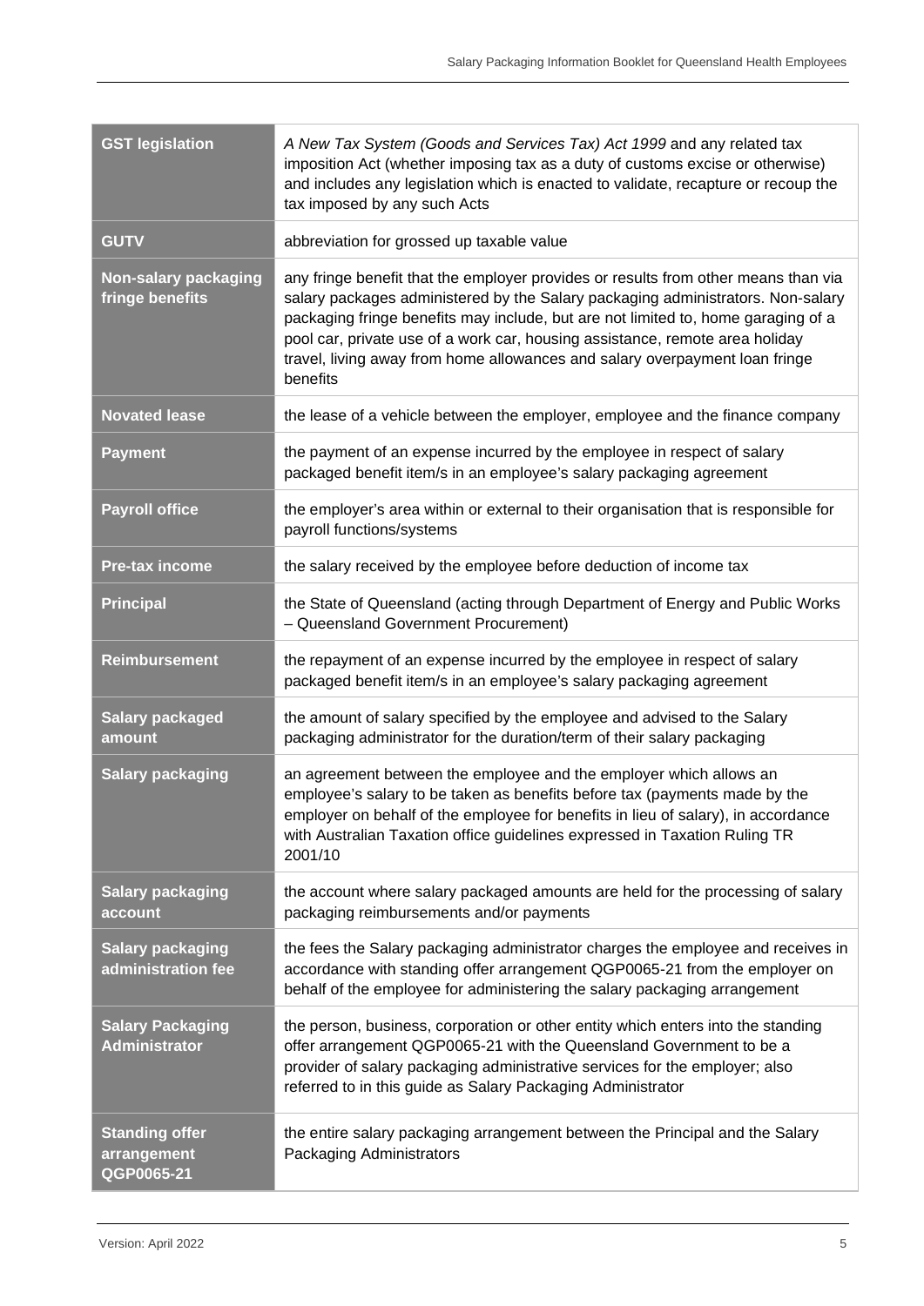| | |
|---|---|
| **GST legislation** | *A New Tax System (Goods and Services Tax) Act 1999* and any related tax imposition Act (whether imposing tax as a duty of customs excise or otherwise) and includes any legislation which is enacted to validate, recapture or recoup the tax imposed by any such Acts |
| **GUTV** | abbreviation for grossed up taxable value |
| **Non-salary packaging fringe benefits** | any fringe benefit that the employer provides or results from other means than via salary packages administered by the Salary packaging administrators. Non-salary packaging fringe benefits may include, but are not limited to, home garaging of a pool car, private use of a work car, housing assistance, remote area holiday travel, living away from home allowances and salary overpayment loan fringe benefits |
| **Novated lease** | the lease of a vehicle between the employer, employee and the finance company |
| **Payment** | the payment of an expense incurred by the employee in respect of salary packaged benefit item/s in an employee's salary packaging agreement |
| **Payroll office** | the employer's area within or external to their organisation that is responsible for payroll functions/systems |
| **Pre-tax income** | the salary received by the employee before deduction of income tax |
| **Principal** | the State of Queensland (acting through Department of Energy and Public Works – Queensland Government Procurement) |
| **Reimbursement** | the repayment of an expense incurred by the employee in respect of salary packaged benefit item/s in an employee's salary packaging agreement |
| **Salary packaged amount** | the amount of salary specified by the employee and advised to the Salary packaging administrator for the duration/term of their salary packaging |
| **Salary packaging** | an agreement between the employee and the employer which allows an employee's salary to be taken as benefits before tax (payments made by the employer on behalf of the employee for benefits in lieu of salary), in accordance with Australian Taxation office guidelines expressed in Taxation Ruling TR 2001/10 |
| **Salary packaging account** | the account where salary packaged amounts are held for the processing of salary packaging reimbursements and/or payments |
| **Salary packaging administration fee** | the fees the Salary packaging administrator charges the employee and receives in accordance with standing offer arrangement QGP0065-21 from the employer on behalf of the employee for administering the salary packaging arrangement |
| **Salary Packaging Administrator** | the person, business, corporation or other entity which enters into the standing offer arrangement QGP0065-21 with the Queensland Government to be a provider of salary packaging administrative services for the employer; also referred to in this guide as Salary Packaging Administrator |
| **Standing offer arrangement QGP0065-21** | the entire salary packaging arrangement between the Principal and the Salary Packaging Administrators |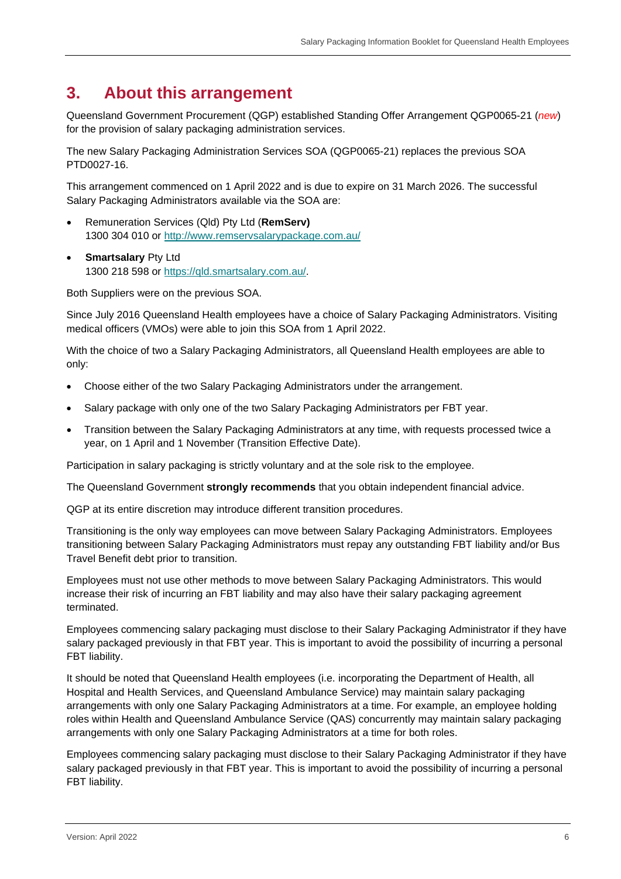# 3. About this arrangement

Queensland Government Procurement (QGP) established Standing Offer Arrangement QGP0065-21 (*new*) for the provision of salary packaging administration services.

The new Salary Packaging Administration Services SOA (QGP0065-21) replaces the previous SOA PTD0027-16.

This arrangement commenced on 1 April 2022 and is due to expire on 31 March 2026. The successful Salary Packaging Administrators available via the SOA are:

- Remuneration Services (Qld) Pty Ltd (**RemServ)**
  1300 304 010 or [http://www.remservsalarypackage.com.au/](http://www.remservsalarypackage.com.au/)
- **Smartsalary** Pty Ltd
  1300 218 598 or [https://qld.smartsalary.com.au/](https://qld.smartsalary.com.au/).

Both Suppliers were on the previous SOA.

Since July 2016 Queensland Health employees have a choice of Salary Packaging Administrators. Visiting medical officers (VMOs) were able to join this SOA from 1 April 2022.

With the choice of two a Salary Packaging Administrators, all Queensland Health employees are able to only:

- Choose either of the two Salary Packaging Administrators under the arrangement.
- Salary package with only one of the two Salary Packaging Administrators per FBT year.
- Transition between the Salary Packaging Administrators at any time, with requests processed twice a year, on 1 April and 1 November (Transition Effective Date).

Participation in salary packaging is strictly voluntary and at the sole risk to the employee.

The Queensland Government **strongly recommends** that you obtain independent financial advice.

QGP at its entire discretion may introduce different transition procedures.

Transitioning is the only way employees can move between Salary Packaging Administrators. Employees transitioning between Salary Packaging Administrators must repay any outstanding FBT liability and/or Bus Travel Benefit debt prior to transition.

Employees must not use other methods to move between Salary Packaging Administrators. This would increase their risk of incurring an FBT liability and may also have their salary packaging agreement terminated.

Employees commencing salary packaging must disclose to their Salary Packaging Administrator if they have salary packaged previously in that FBT year. This is important to avoid the possibility of incurring a personal FBT liability.

It should be noted that Queensland Health employees (i.e. incorporating the Department of Health, all Hospital and Health Services, and Queensland Ambulance Service) may maintain salary packaging arrangements with only one Salary Packaging Administrators at a time. For example, an employee holding roles within Health and Queensland Ambulance Service (QAS) concurrently may maintain salary packaging arrangements with only one Salary Packaging Administrators at a time for both roles.

Employees commencing salary packaging must disclose to their Salary Packaging Administrator if they have salary packaged previously in that FBT year. This is important to avoid the possibility of incurring a personal FBT liability.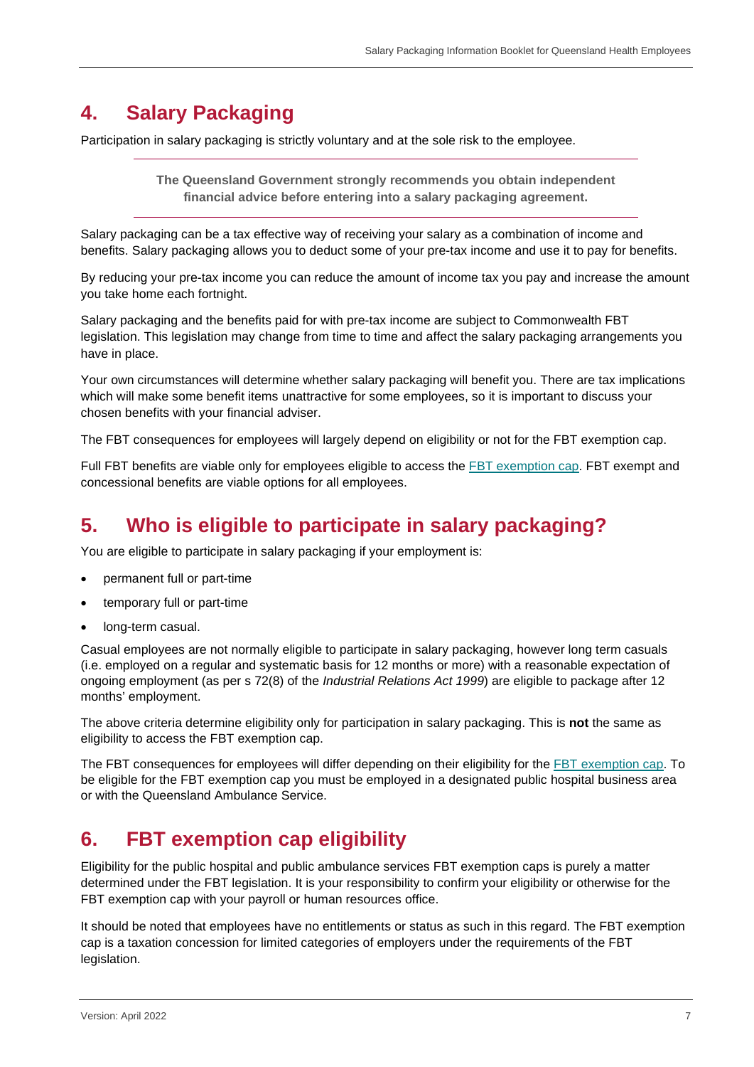## 4. Salary Packaging

Participation in salary packaging is strictly voluntary and at the sole risk to the employee.

---

**The Queensland Government strongly recommends you obtain independent financial advice before entering into a salary packaging agreement.**

---

Salary packaging can be a tax effective way of receiving your salary as a combination of income and benefits. Salary packaging allows you to deduct some of your pre-tax income and use it to pay for benefits.

By reducing your pre-tax income you can reduce the amount of income tax you pay and increase the amount you take home each fortnight.

Salary packaging and the benefits paid for with pre-tax income are subject to Commonwealth FBT legislation. This legislation may change from time to time and affect the salary packaging arrangements you have in place.

Your own circumstances will determine whether salary packaging will benefit you. There are tax implications which will make some benefit items unattractive for some employees, so it is important to discuss your chosen benefits with your financial adviser.

The FBT consequences for employees will largely depend on eligibility or not for the FBT exemption cap.

Full FBT benefits are viable only for employees eligible to access the FBT exemption cap. FBT exempt and concessional benefits are viable options for all employees.

## 5. Who is eligible to participate in salary packaging?

You are eligible to participate in salary packaging if your employment is:

- permanent full or part-time
- temporary full or part-time
- long-term casual.

Casual employees are not normally eligible to participate in salary packaging, however long term casuals (i.e. employed on a regular and systematic basis for 12 months or more) with a reasonable expectation of ongoing employment (as per s 72(8) of the *Industrial Relations Act 1999*) are eligible to package after 12 months' employment.

The above criteria determine eligibility only for participation in salary packaging. This is **not** the same as eligibility to access the FBT exemption cap.

The FBT consequences for employees will differ depending on their eligibility for the FBT exemption cap. To be eligible for the FBT exemption cap you must be employed in a designated public hospital business area or with the Queensland Ambulance Service.

## 6. FBT exemption cap eligibility

Eligibility for the public hospital and public ambulance services FBT exemption caps is purely a matter determined under the FBT legislation. It is your responsibility to confirm your eligibility or otherwise for the FBT exemption cap with your payroll or human resources office.

It should be noted that employees have no entitlements or status as such in this regard. The FBT exemption cap is a taxation concession for limited categories of employers under the requirements of the FBT legislation.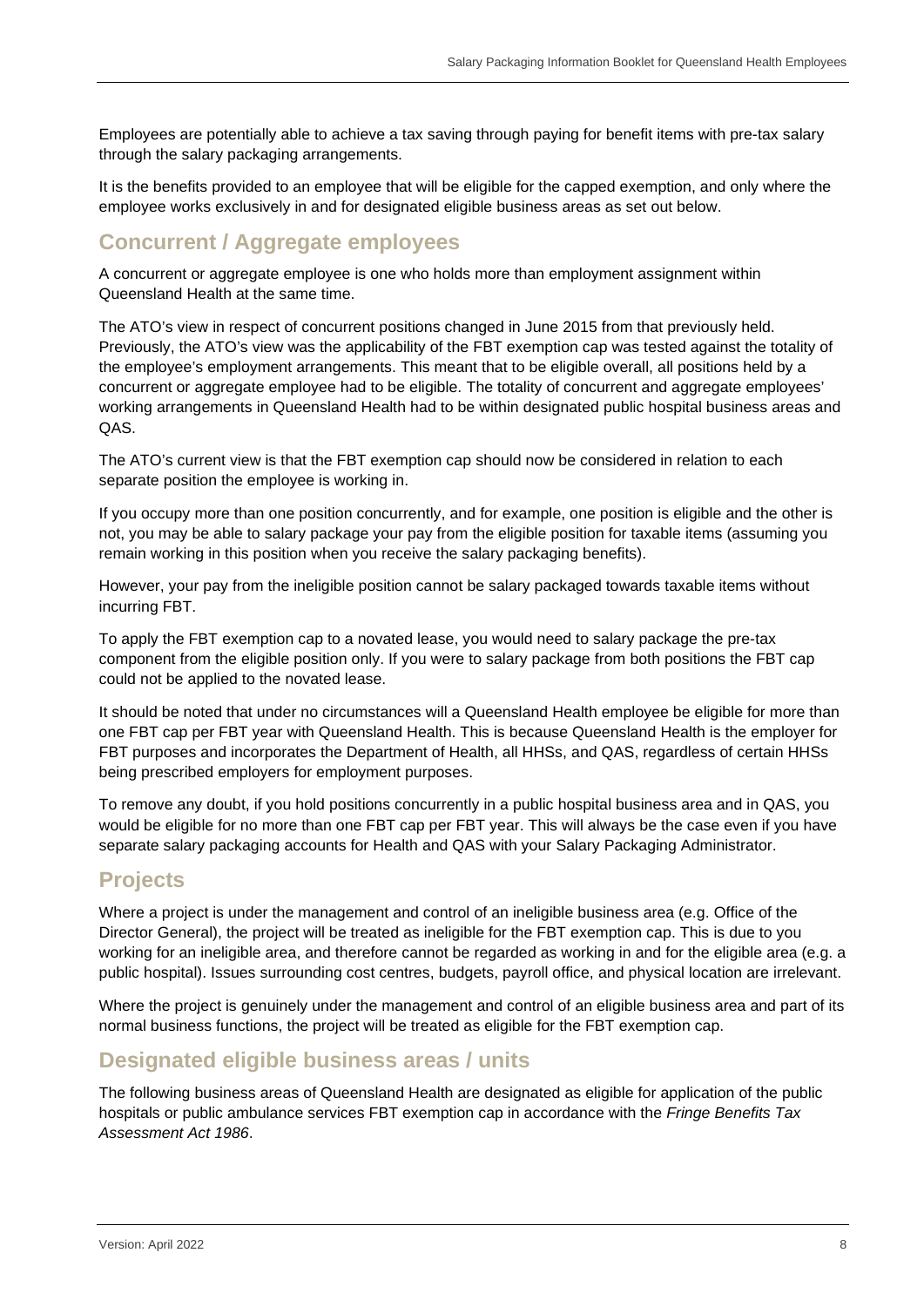Employees are potentially able to achieve a tax saving through paying for benefit items with pre-tax salary through the salary packaging arrangements.

It is the benefits provided to an employee that will be eligible for the capped exemption, and only where the employee works exclusively in and for designated eligible business areas as set out below.

## Concurrent / Aggregate employees

A concurrent or aggregate employee is one who holds more than employment assignment within Queensland Health at the same time.

The ATO's view in respect of concurrent positions changed in June 2015 from that previously held. Previously, the ATO's view was the applicability of the FBT exemption cap was tested against the totality of the employee's employment arrangements. This meant that to be eligible overall, all positions held by a concurrent or aggregate employee had to be eligible. The totality of concurrent and aggregate employees' working arrangements in Queensland Health had to be within designated public hospital business areas and QAS.

The ATO's current view is that the FBT exemption cap should now be considered in relation to each separate position the employee is working in.

If you occupy more than one position concurrently, and for example, one position is eligible and the other is not, you may be able to salary package your pay from the eligible position for taxable items (assuming you remain working in this position when you receive the salary packaging benefits).

However, your pay from the ineligible position cannot be salary packaged towards taxable items without incurring FBT.

To apply the FBT exemption cap to a novated lease, you would need to salary package the pre-tax component from the eligible position only. If you were to salary package from both positions the FBT cap could not be applied to the novated lease.

It should be noted that under no circumstances will a Queensland Health employee be eligible for more than one FBT cap per FBT year with Queensland Health. This is because Queensland Health is the employer for FBT purposes and incorporates the Department of Health, all HHSs, and QAS, regardless of certain HHSs being prescribed employers for employment purposes.

To remove any doubt, if you hold positions concurrently in a public hospital business area and in QAS, you would be eligible for no more than one FBT cap per FBT year. This will always be the case even if you have separate salary packaging accounts for Health and QAS with your Salary Packaging Administrator.

## Projects

Where a project is under the management and control of an ineligible business area (e.g. Office of the Director General), the project will be treated as ineligible for the FBT exemption cap. This is due to you working for an ineligible area, and therefore cannot be regarded as working in and for the eligible area (e.g. a public hospital). Issues surrounding cost centres, budgets, payroll office, and physical location are irrelevant.

Where the project is genuinely under the management and control of an eligible business area and part of its normal business functions, the project will be treated as eligible for the FBT exemption cap.

## Designated eligible business areas / units

The following business areas of Queensland Health are designated as eligible for application of the public hospitals or public ambulance services FBT exemption cap in accordance with the *Fringe Benefits Tax Assessment Act 1986*.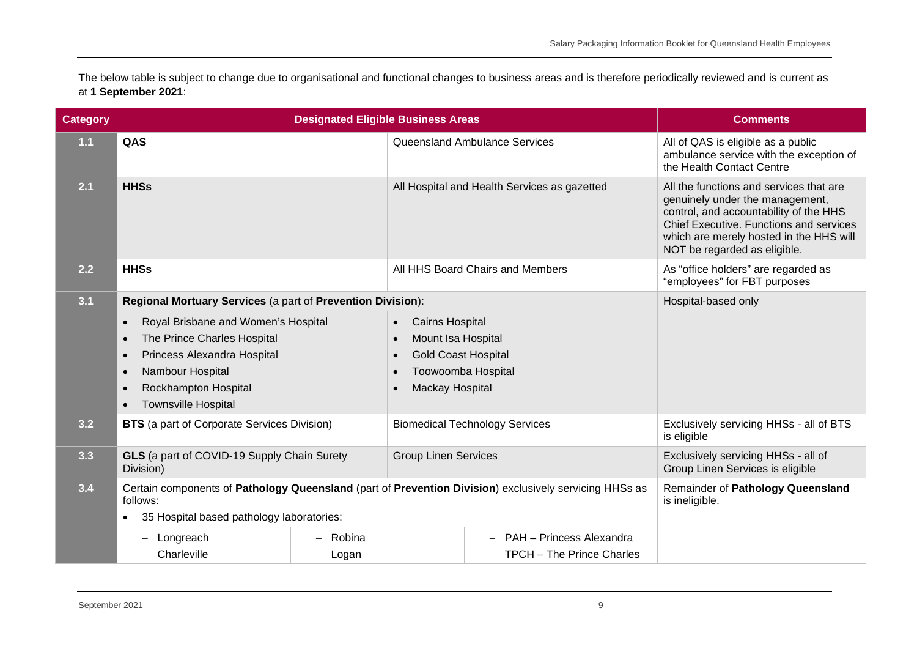The below table is subject to change due to organisational and functional changes to business areas and is therefore periodically reviewed and is current as at **1 September 2021**:

| Category | Designated Eligible Business Areas | | Comments |
|---|---|---|---|
| 1.1 | **QAS** | Queensland Ambulance Services | All of QAS is eligible as a public ambulance service with the exception of the Health Contact Centre |
| 2.1 | **HHSs** | All Hospital and Health Services as gazetted | All the functions and services that are genuinely under the management, control, and accountability of the HHS Chief Executive. Functions and services which are merely hosted in the HHS will NOT be regarded as eligible. |
| 2.2 | **HHSs** | All HHS Board Chairs and Members | As "office holders" are regarded as "employees" for FBT purposes |
| 3.1 | **Regional Mortuary Services** (a part of **Prevention Division**): | | Hospital-based only |
| | • Royal Brisbane and Women's Hospital<br>• The Prince Charles Hospital<br>• Princess Alexandra Hospital<br>• Nambour Hospital<br>• Rockhampton Hospital<br>• Townsville Hospital | • Cairns Hospital<br>• Mount Isa Hospital<br>• Gold Coast Hospital<br>• Toowoomba Hospital<br>• Mackay Hospital | |
| 3.2 | **BTS** (a part of Corporate Services Division) | Biomedical Technology Services | Exclusively servicing HHSs - all of BTS is eligible |
| 3.3 | **GLS** (a part of COVID-19 Supply Chain Surety Division) | Group Linen Services | Exclusively servicing HHSs - all of Group Linen Services is eligible |
| 3.4 | Certain components of **Pathology Queensland** (part of **Prevention Division**) exclusively servicing HHSs as follows:<br>• 35 Hospital based pathology laboratories: | | Remainder of **Pathology Queensland** is ineligible. |
| | – Longreach &nbsp;&nbsp; – Robina<br>– Charleville &nbsp;&nbsp; – Logan | – PAH – Princess Alexandra<br>– TPCH – The Prince Charles | |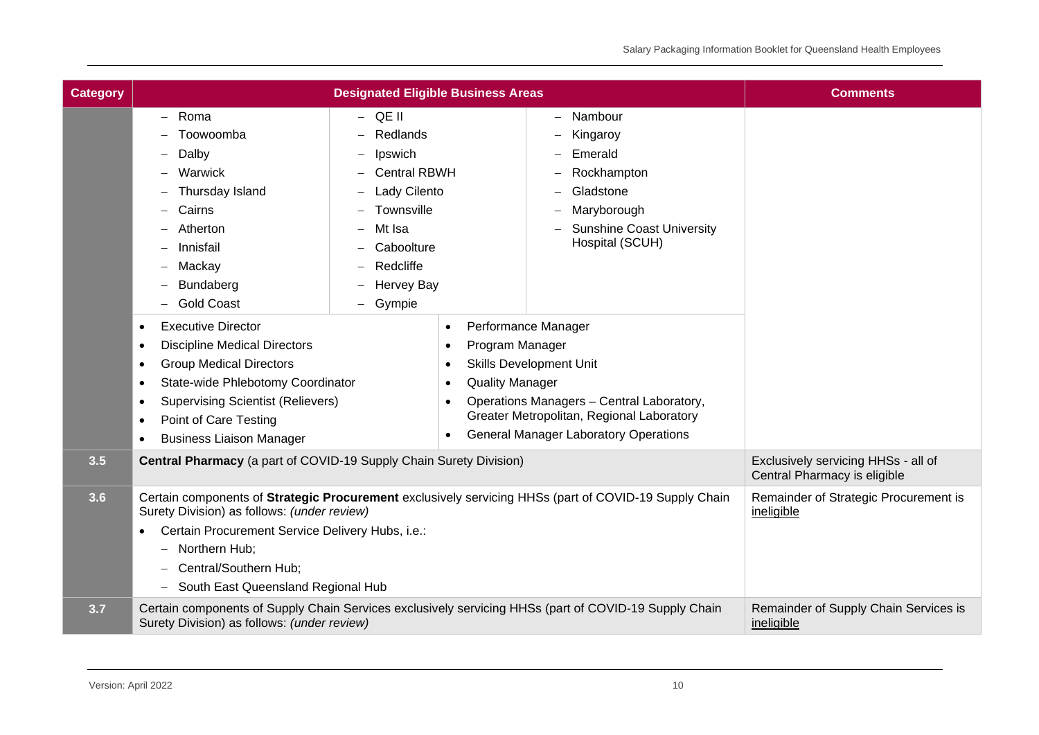| Category | Designated Eligible Business Areas | Comments |
|---|---|---|
| | – Roma<br>– Toowoomba<br>– Dalby<br>– Warwick<br>– Thursday Island<br>– Cairns<br>– Atherton<br>– Innisfail<br>– Mackay<br>– Bundaberg<br>– Gold Coast<br>– QE II<br>– Redlands<br>– Ipswich<br>– Central RBWH<br>– Lady Cilento<br>– Townsville<br>– Mt Isa<br>– Caboolture<br>– Redcliffe<br>– Hervey Bay<br>– Gympie<br>– Nambour<br>– Kingaroy<br>– Emerald<br>– Rockhampton<br>– Gladstone<br>– Maryborough<br>– Sunshine Coast University Hospital (SCUH)<br><br>• Executive Director<br>• Discipline Medical Directors<br>• Group Medical Directors<br>• State-wide Phlebotomy Coordinator<br>• Supervising Scientist (Relievers)<br>• Point of Care Testing<br>• Business Liaison Manager<br>• Performance Manager<br>• Program Manager<br>• Skills Development Unit<br>• Quality Manager<br>• Operations Managers – Central Laboratory, Greater Metropolitan, Regional Laboratory<br>• General Manager Laboratory Operations | |
| 3.5 | **Central Pharmacy** (a part of COVID-19 Supply Chain Surety Division) | Exclusively servicing HHSs - all of Central Pharmacy is eligible |
| 3.6 | Certain components of **Strategic Procurement** exclusively servicing HHSs (part of COVID-19 Supply Chain Surety Division) as follows: *(under review)*<br>• Certain Procurement Service Delivery Hubs, i.e.:<br>– Northern Hub;<br>– Central/Southern Hub;<br>– South East Queensland Regional Hub | Remainder of Strategic Procurement is ineligible |
| 3.7 | Certain components of Supply Chain Services exclusively servicing HHSs (part of COVID-19 Supply Chain Surety Division) as follows: *(under review)* | Remainder of Supply Chain Services is ineligible |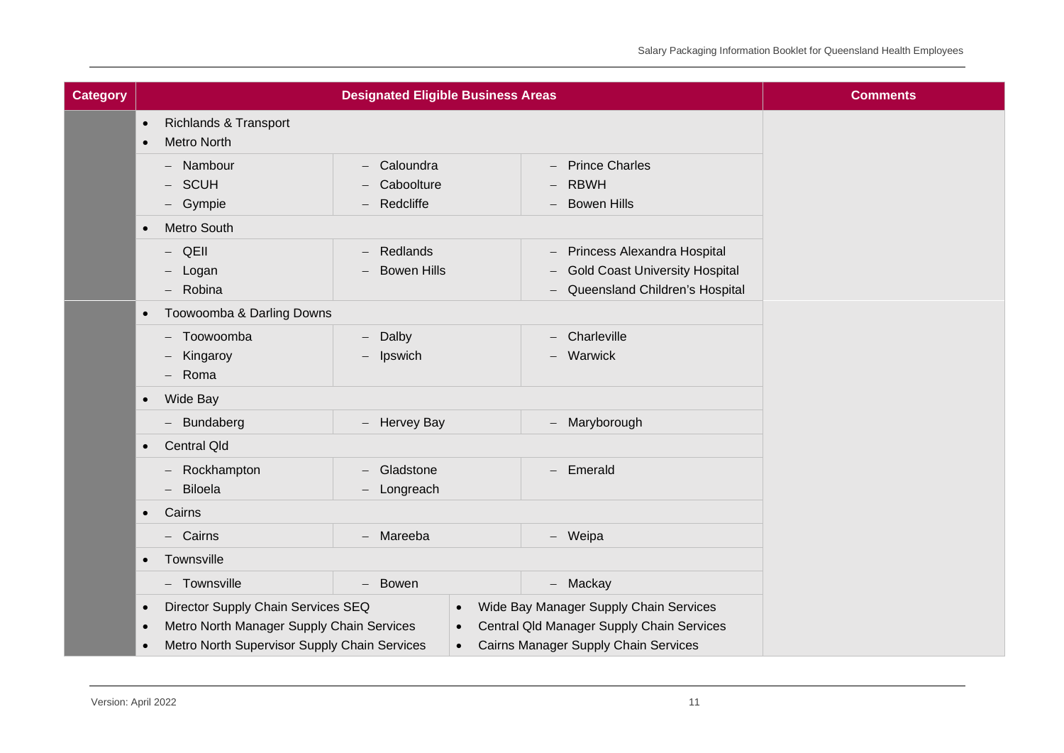| Category | Designated Eligible Business Areas | | | Comments |
| --- | --- | --- | --- | --- |
| | • Richlands & Transport<br>• Metro North | | | |
| | – Nambour<br>– SCUH<br>– Gympie | – Caloundra<br>– Caboolture<br>– Redcliffe | – Prince Charles<br>– RBWH<br>– Bowen Hills | |
| | • Metro South | | | |
| | – QEII<br>– Logan<br>– Robina | – Redlands<br>– Bowen Hills | – Princess Alexandra Hospital<br>– Gold Coast University Hospital<br>– Queensland Children's Hospital | |
| | • Toowoomba & Darling Downs | | | |
| | – Toowoomba<br>– Kingaroy<br>– Roma | – Dalby<br>– Ipswich | – Charleville<br>– Warwick | |
| | • Wide Bay | | | |
| | – Bundaberg | – Hervey Bay | – Maryborough | |
| | • Central Qld | | | |
| | – Rockhampton<br>– Biloela | – Gladstone<br>– Longreach | – Emerald | |
| | • Cairns | | | |
| | – Cairns | – Mareeba | – Weipa | |
| | • Townsville | | | |
| | – Townsville | – Bowen | – Mackay | |
| | • Director Supply Chain Services SEQ<br>• Metro North Manager Supply Chain Services<br>• Metro North Supervisor Supply Chain Services | • Wide Bay Manager Supply Chain Services<br>• Central Qld Manager Supply Chain Services<br>• Cairns Manager Supply Chain Services | | |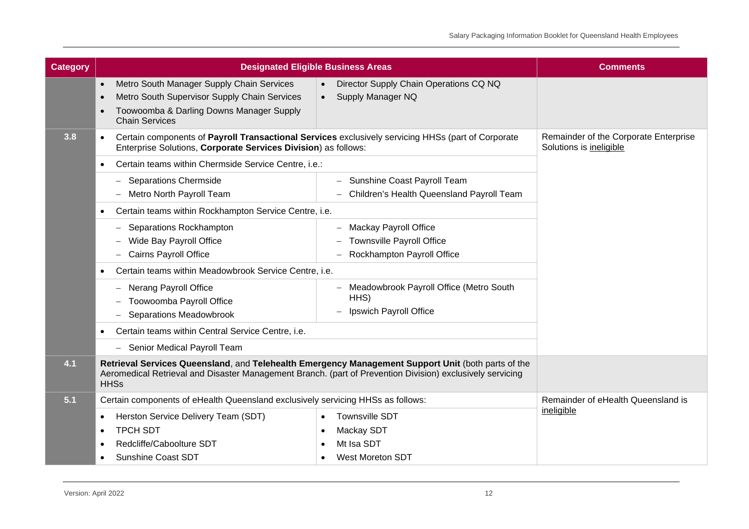| Category | Designated Eligible Business Areas | | Comments |
|---|---|---|---|
| | • Metro South Manager Supply Chain Services<br>• Metro South Supervisor Supply Chain Services<br>• Toowoomba & Darling Downs Manager Supply Chain Services | • Director Supply Chain Operations CQ NQ<br>• Supply Manager NQ | |
| **3.8** | • Certain components of **Payroll Transactional Services** exclusively servicing HHSs (part of Corporate Enterprise Solutions, **Corporate Services Division**) as follows: | | Remainder of the Corporate Enterprise Solutions is ineligible |
| | • Certain teams within Chermside Service Centre, i.e.: | | |
| | – Separations Chermside<br>– Metro North Payroll Team | – Sunshine Coast Payroll Team<br>– Children's Health Queensland Payroll Team | |
| | • Certain teams within Rockhampton Service Centre, i.e. | | |
| | – Separations Rockhampton<br>– Wide Bay Payroll Office<br>– Cairns Payroll Office | – Mackay Payroll Office<br>– Townsville Payroll Office<br>– Rockhampton Payroll Office | |
| | • Certain teams within Meadowbrook Service Centre, i.e. | | |
| | – Nerang Payroll Office<br>– Toowoomba Payroll Office<br>– Separations Meadowbrook | – Meadowbrook Payroll Office (Metro South HHS)<br>– Ipswich Payroll Office | |
| | • Certain teams within Central Service Centre, i.e. | | |
| | – Senior Medical Payroll Team | | |
| **4.1** | **Retrieval Services Queensland**, and **Telehealth Emergency Management Support Unit** (both parts of the Aeromedical Retrieval and Disaster Management Branch. (part of Prevention Division) exclusively servicing HHSs | | |
| **5.1** | Certain components of eHealth Queensland exclusively servicing HHSs as follows: | | Remainder of eHealth Queensland is ineligible |
| | • Herston Service Delivery Team (SDT)<br>• TPCH SDT<br>• Redcliffe/Caboolture SDT<br>• Sunshine Coast SDT | • Townsville SDT<br>• Mackay SDT<br>• Mt Isa SDT<br>• West Moreton SDT | |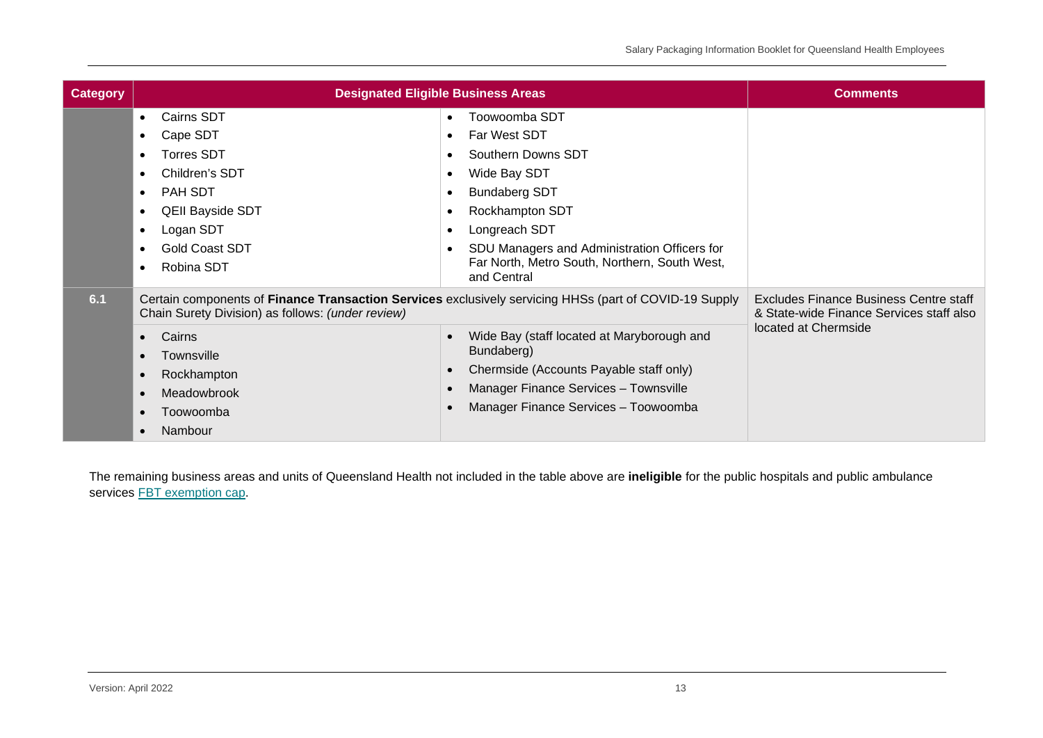| Category | Designated Eligible Business Areas | | Comments |
|---|---|---|---|
| | • Cairns SDT<br>• Cape SDT<br>• Torres SDT<br>• Children's SDT<br>• PAH SDT<br>• QEII Bayside SDT<br>• Logan SDT<br>• Gold Coast SDT<br>• Robina SDT | • Toowoomba SDT<br>• Far West SDT<br>• Southern Downs SDT<br>• Wide Bay SDT<br>• Bundaberg SDT<br>• Rockhampton SDT<br>• Longreach SDT<br>• SDU Managers and Administration Officers for Far North, Metro South, Northern, South West, and Central | |
| **6.1** | Certain components of **Finance Transaction Services** exclusively servicing HHSs (part of COVID-19 Supply Chain Surety Division) as follows: *(under review)* | | Excludes Finance Business Centre staff & State-wide Finance Services staff also located at Chermside |
| | • Cairns<br>• Townsville<br>• Rockhampton<br>• Meadowbrook<br>• Toowoomba<br>• Nambour | • Wide Bay (staff located at Maryborough and Bundaberg)<br>• Chermside (Accounts Payable staff only)<br>• Manager Finance Services – Townsville<br>• Manager Finance Services – Toowoomba | |

The remaining business areas and units of Queensland Health not included in the table above are **ineligible** for the public hospitals and public ambulance services [FBT exemption cap](#).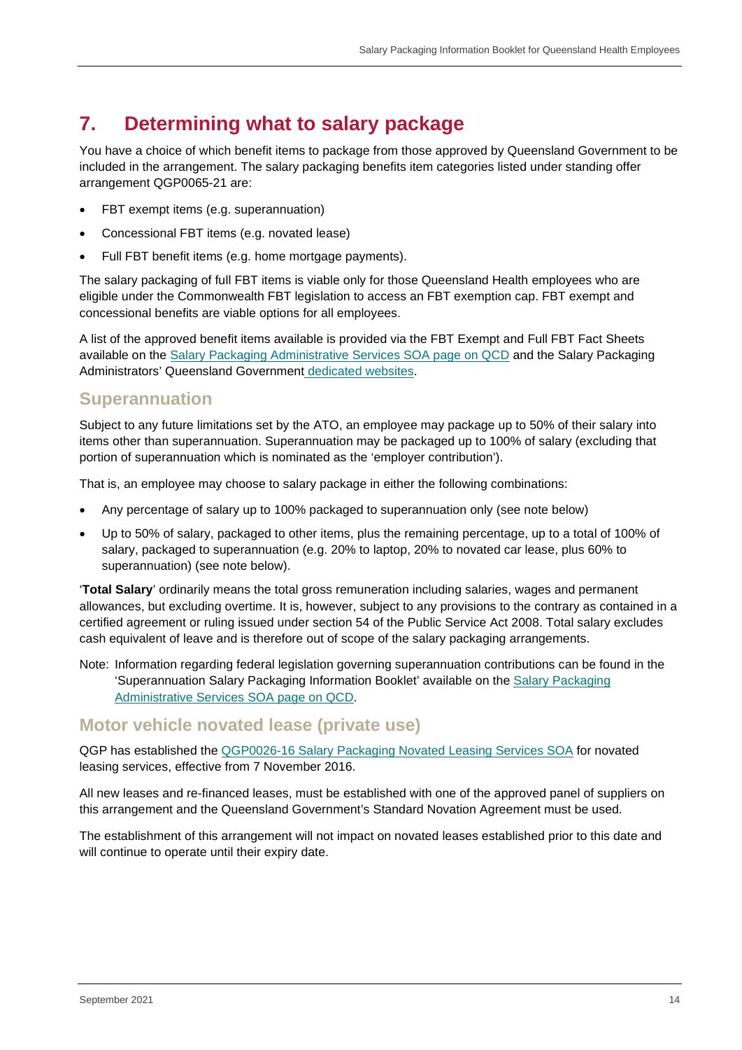# 7. Determining what to salary package

You have a choice of which benefit items to package from those approved by Queensland Government to be included in the arrangement. The salary packaging benefits item categories listed under standing offer arrangement QGP0065-21 are:

- FBT exempt items (e.g. superannuation)
- Concessional FBT items (e.g. novated lease)
- Full FBT benefit items (e.g. home mortgage payments).

The salary packaging of full FBT items is viable only for those Queensland Health employees who are eligible under the Commonwealth FBT legislation to access an FBT exemption cap. FBT exempt and concessional benefits are viable options for all employees.

A list of the approved benefit items available is provided via the FBT Exempt and Full FBT Fact Sheets available on the Salary Packaging Administrative Services SOA page on QCD and the Salary Packaging Administrators' Queensland Government dedicated websites.

## Superannuation

Subject to any future limitations set by the ATO, an employee may package up to 50% of their salary into items other than superannuation. Superannuation may be packaged up to 100% of salary (excluding that portion of superannuation which is nominated as the 'employer contribution').

That is, an employee may choose to salary package in either the following combinations:

- Any percentage of salary up to 100% packaged to superannuation only (see note below)
- Up to 50% of salary, packaged to other items, plus the remaining percentage, up to a total of 100% of salary, packaged to superannuation (e.g. 20% to laptop, 20% to novated car lease, plus 60% to superannuation) (see note below).

'**Total Salary**' ordinarily means the total gross remuneration including salaries, wages and permanent allowances, but excluding overtime. It is, however, subject to any provisions to the contrary as contained in a certified agreement or ruling issued under section 54 of the Public Service Act 2008. Total salary excludes cash equivalent of leave and is therefore out of scope of the salary packaging arrangements.

Note: Information regarding federal legislation governing superannuation contributions can be found in the 'Superannuation Salary Packaging Information Booklet' available on the Salary Packaging Administrative Services SOA page on QCD.

## Motor vehicle novated lease (private use)

QGP has established the QGP0026-16 Salary Packaging Novated Leasing Services SOA for novated leasing services, effective from 7 November 2016.

All new leases and re-financed leases, must be established with one of the approved panel of suppliers on this arrangement and the Queensland Government's Standard Novation Agreement must be used.

The establishment of this arrangement will not impact on novated leases established prior to this date and will continue to operate until their expiry date.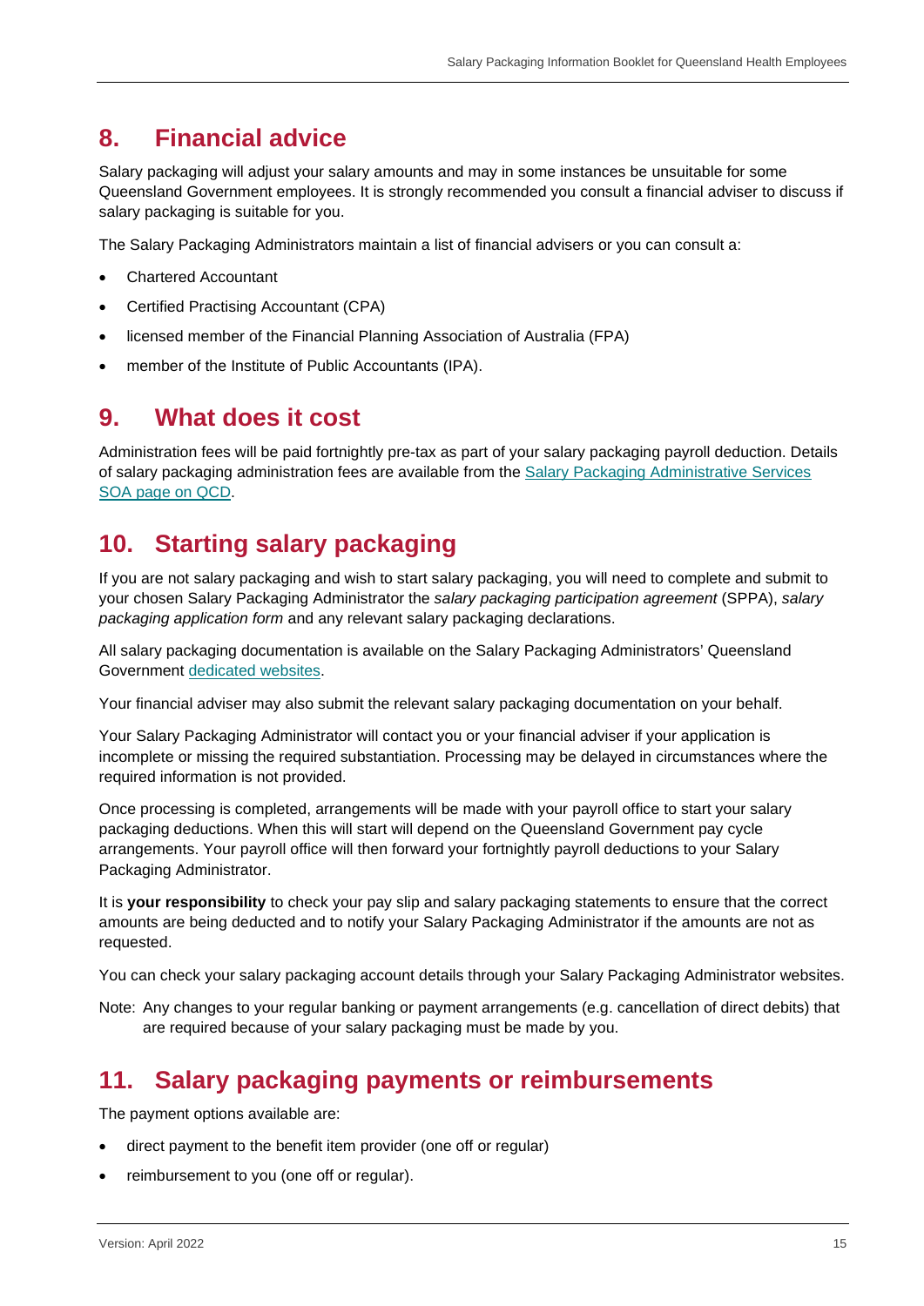## 8. Financial advice

Salary packaging will adjust your salary amounts and may in some instances be unsuitable for some Queensland Government employees. It is strongly recommended you consult a financial adviser to discuss if salary packaging is suitable for you.

The Salary Packaging Administrators maintain a list of financial advisers or you can consult a:

- Chartered Accountant
- Certified Practising Accountant (CPA)
- licensed member of the Financial Planning Association of Australia (FPA)
- member of the Institute of Public Accountants (IPA).

## 9. What does it cost

Administration fees will be paid fortnightly pre-tax as part of your salary packaging payroll deduction. Details of salary packaging administration fees are available from the Salary Packaging Administrative Services SOA page on QCD.

## 10. Starting salary packaging

If you are not salary packaging and wish to start salary packaging, you will need to complete and submit to your chosen Salary Packaging Administrator the *salary packaging participation agreement* (SPPA), *salary packaging application form* and any relevant salary packaging declarations.

All salary packaging documentation is available on the Salary Packaging Administrators' Queensland Government dedicated websites.

Your financial adviser may also submit the relevant salary packaging documentation on your behalf.

Your Salary Packaging Administrator will contact you or your financial adviser if your application is incomplete or missing the required substantiation. Processing may be delayed in circumstances where the required information is not provided.

Once processing is completed, arrangements will be made with your payroll office to start your salary packaging deductions. When this will start will depend on the Queensland Government pay cycle arrangements. Your payroll office will then forward your fortnightly payroll deductions to your Salary Packaging Administrator.

It is **your responsibility** to check your pay slip and salary packaging statements to ensure that the correct amounts are being deducted and to notify your Salary Packaging Administrator if the amounts are not as requested.

You can check your salary packaging account details through your Salary Packaging Administrator websites.

Note: Any changes to your regular banking or payment arrangements (e.g. cancellation of direct debits) that are required because of your salary packaging must be made by you.

## 11. Salary packaging payments or reimbursements

The payment options available are:

- direct payment to the benefit item provider (one off or regular)
- reimbursement to you (one off or regular).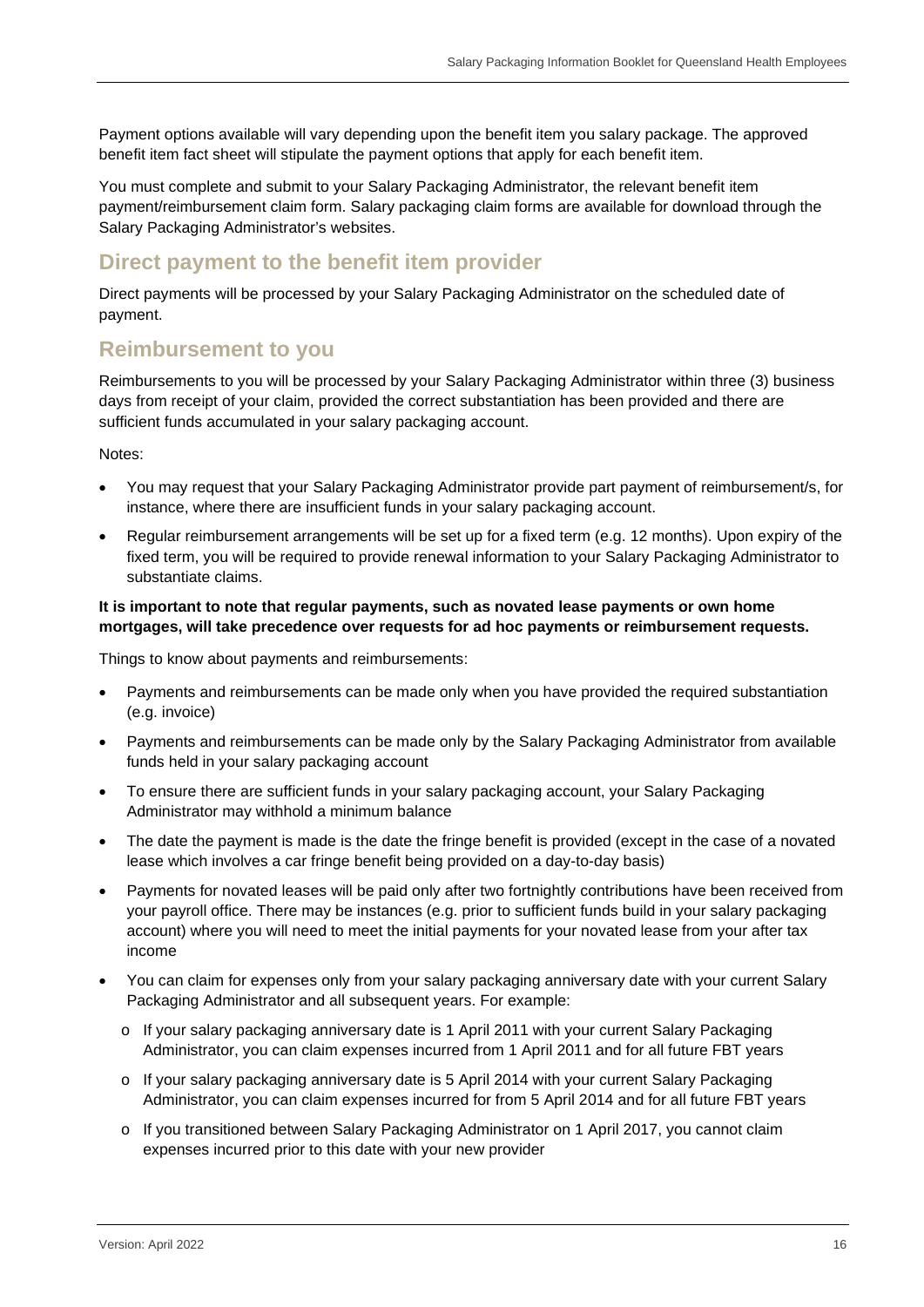Payment options available will vary depending upon the benefit item you salary package. The approved benefit item fact sheet will stipulate the payment options that apply for each benefit item.

You must complete and submit to your Salary Packaging Administrator, the relevant benefit item payment/reimbursement claim form. Salary packaging claim forms are available for download through the Salary Packaging Administrator's websites.

## Direct payment to the benefit item provider

Direct payments will be processed by your Salary Packaging Administrator on the scheduled date of payment.

## Reimbursement to you

Reimbursements to you will be processed by your Salary Packaging Administrator within three (3) business days from receipt of your claim, provided the correct substantiation has been provided and there are sufficient funds accumulated in your salary packaging account.

Notes:

- You may request that your Salary Packaging Administrator provide part payment of reimbursement/s, for instance, where there are insufficient funds in your salary packaging account.
- Regular reimbursement arrangements will be set up for a fixed term (e.g. 12 months). Upon expiry of the fixed term, you will be required to provide renewal information to your Salary Packaging Administrator to substantiate claims.

**It is important to note that regular payments, such as novated lease payments or own home mortgages, will take precedence over requests for ad hoc payments or reimbursement requests.**

Things to know about payments and reimbursements:

- Payments and reimbursements can be made only when you have provided the required substantiation (e.g. invoice)
- Payments and reimbursements can be made only by the Salary Packaging Administrator from available funds held in your salary packaging account
- To ensure there are sufficient funds in your salary packaging account, your Salary Packaging Administrator may withhold a minimum balance
- The date the payment is made is the date the fringe benefit is provided (except in the case of a novated lease which involves a car fringe benefit being provided on a day-to-day basis)
- Payments for novated leases will be paid only after two fortnightly contributions have been received from your payroll office. There may be instances (e.g. prior to sufficient funds build in your salary packaging account) where you will need to meet the initial payments for your novated lease from your after tax income
- You can claim for expenses only from your salary packaging anniversary date with your current Salary Packaging Administrator and all subsequent years. For example:
  - If your salary packaging anniversary date is 1 April 2011 with your current Salary Packaging Administrator, you can claim expenses incurred from 1 April 2011 and for all future FBT years
  - If your salary packaging anniversary date is 5 April 2014 with your current Salary Packaging Administrator, you can claim expenses incurred for from 5 April 2014 and for all future FBT years
  - If you transitioned between Salary Packaging Administrator on 1 April 2017, you cannot claim expenses incurred prior to this date with your new provider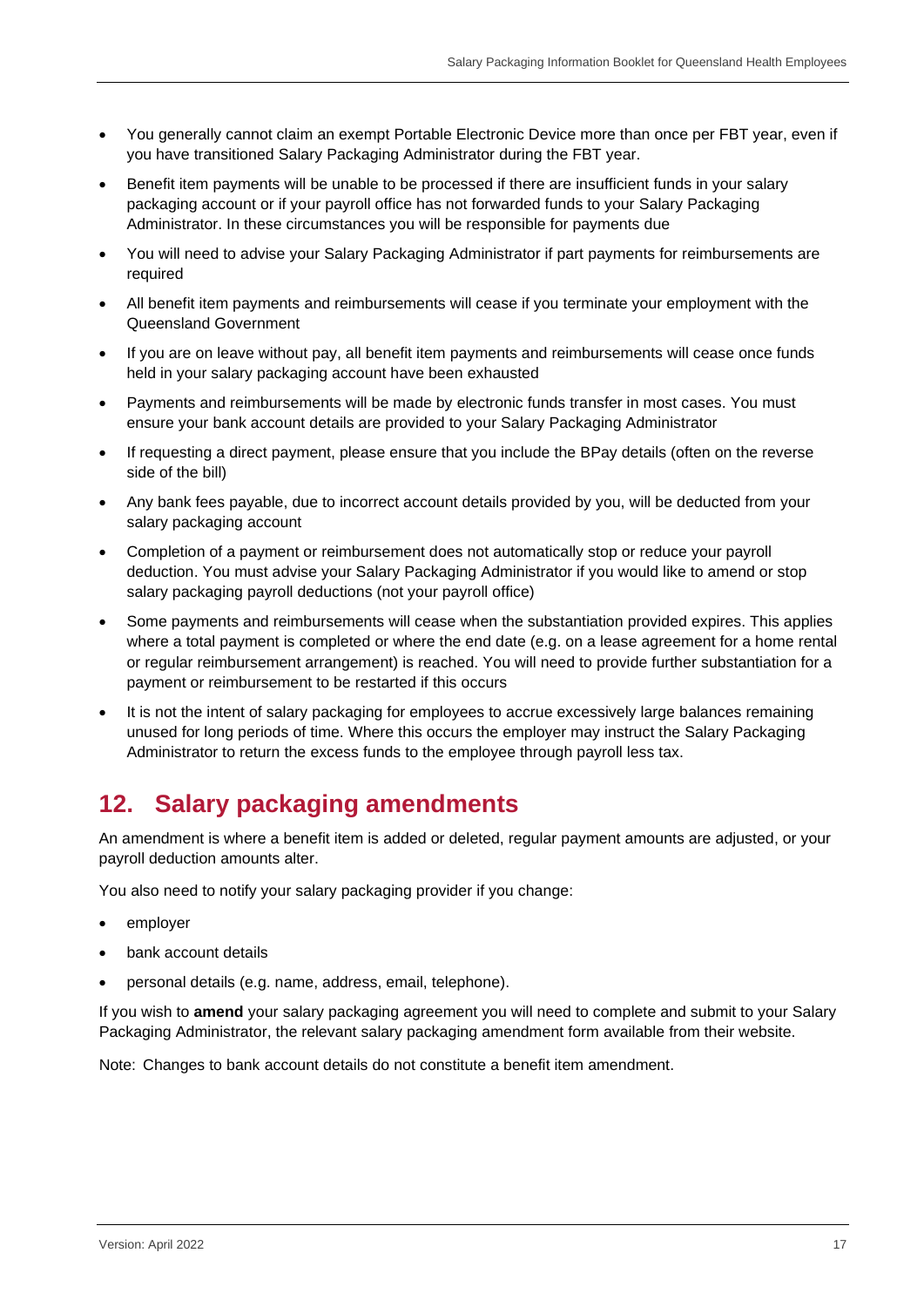- You generally cannot claim an exempt Portable Electronic Device more than once per FBT year, even if you have transitioned Salary Packaging Administrator during the FBT year.
- Benefit item payments will be unable to be processed if there are insufficient funds in your salary packaging account or if your payroll office has not forwarded funds to your Salary Packaging Administrator. In these circumstances you will be responsible for payments due
- You will need to advise your Salary Packaging Administrator if part payments for reimbursements are required
- All benefit item payments and reimbursements will cease if you terminate your employment with the Queensland Government
- If you are on leave without pay, all benefit item payments and reimbursements will cease once funds held in your salary packaging account have been exhausted
- Payments and reimbursements will be made by electronic funds transfer in most cases. You must ensure your bank account details are provided to your Salary Packaging Administrator
- If requesting a direct payment, please ensure that you include the BPay details (often on the reverse side of the bill)
- Any bank fees payable, due to incorrect account details provided by you, will be deducted from your salary packaging account
- Completion of a payment or reimbursement does not automatically stop or reduce your payroll deduction. You must advise your Salary Packaging Administrator if you would like to amend or stop salary packaging payroll deductions (not your payroll office)
- Some payments and reimbursements will cease when the substantiation provided expires. This applies where a total payment is completed or where the end date (e.g. on a lease agreement for a home rental or regular reimbursement arrangement) is reached. You will need to provide further substantiation for a payment or reimbursement to be restarted if this occurs
- It is not the intent of salary packaging for employees to accrue excessively large balances remaining unused for long periods of time. Where this occurs the employer may instruct the Salary Packaging Administrator to return the excess funds to the employee through payroll less tax.

## 12. Salary packaging amendments

An amendment is where a benefit item is added or deleted, regular payment amounts are adjusted, or your payroll deduction amounts alter.

You also need to notify your salary packaging provider if you change:

- employer
- bank account details
- personal details (e.g. name, address, email, telephone).

If you wish to **amend** your salary packaging agreement you will need to complete and submit to your Salary Packaging Administrator, the relevant salary packaging amendment form available from their website.

Note: Changes to bank account details do not constitute a benefit item amendment.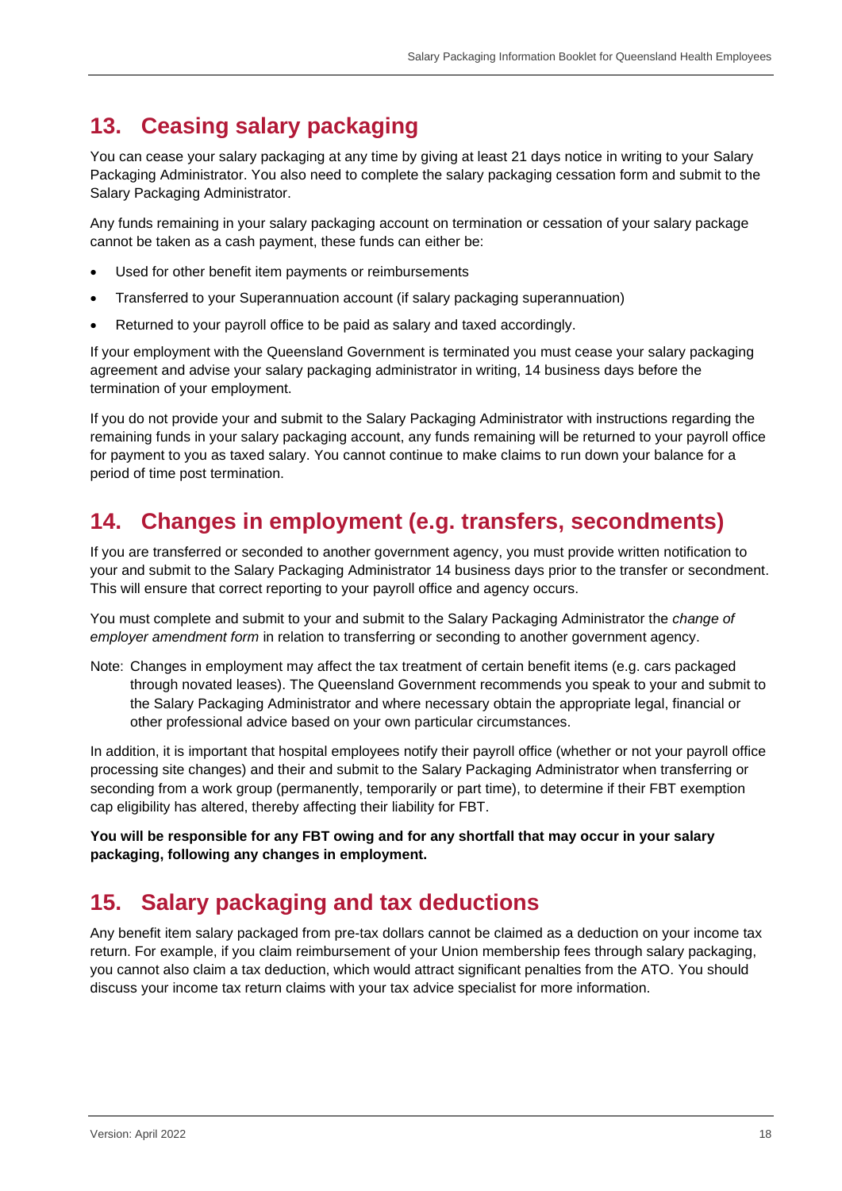## 13. Ceasing salary packaging

You can cease your salary packaging at any time by giving at least 21 days notice in writing to your Salary Packaging Administrator. You also need to complete the salary packaging cessation form and submit to the Salary Packaging Administrator.

Any funds remaining in your salary packaging account on termination or cessation of your salary package cannot be taken as a cash payment, these funds can either be:

- Used for other benefit item payments or reimbursements
- Transferred to your Superannuation account (if salary packaging superannuation)
- Returned to your payroll office to be paid as salary and taxed accordingly.

If your employment with the Queensland Government is terminated you must cease your salary packaging agreement and advise your salary packaging administrator in writing, 14 business days before the termination of your employment.

If you do not provide your and submit to the Salary Packaging Administrator with instructions regarding the remaining funds in your salary packaging account, any funds remaining will be returned to your payroll office for payment to you as taxed salary. You cannot continue to make claims to run down your balance for a period of time post termination.

## 14. Changes in employment (e.g. transfers, secondments)

If you are transferred or seconded to another government agency, you must provide written notification to your and submit to the Salary Packaging Administrator 14 business days prior to the transfer or secondment. This will ensure that correct reporting to your payroll office and agency occurs.

You must complete and submit to your and submit to the Salary Packaging Administrator the *change of employer amendment form* in relation to transferring or seconding to another government agency.

Note: Changes in employment may affect the tax treatment of certain benefit items (e.g. cars packaged through novated leases). The Queensland Government recommends you speak to your and submit to the Salary Packaging Administrator and where necessary obtain the appropriate legal, financial or other professional advice based on your own particular circumstances.

In addition, it is important that hospital employees notify their payroll office (whether or not your payroll office processing site changes) and their and submit to the Salary Packaging Administrator when transferring or seconding from a work group (permanently, temporarily or part time), to determine if their FBT exemption cap eligibility has altered, thereby affecting their liability for FBT.

**You will be responsible for any FBT owing and for any shortfall that may occur in your salary packaging, following any changes in employment.**

## 15. Salary packaging and tax deductions

Any benefit item salary packaged from pre-tax dollars cannot be claimed as a deduction on your income tax return. For example, if you claim reimbursement of your Union membership fees through salary packaging, you cannot also claim a tax deduction, which would attract significant penalties from the ATO. You should discuss your income tax return claims with your tax advice specialist for more information.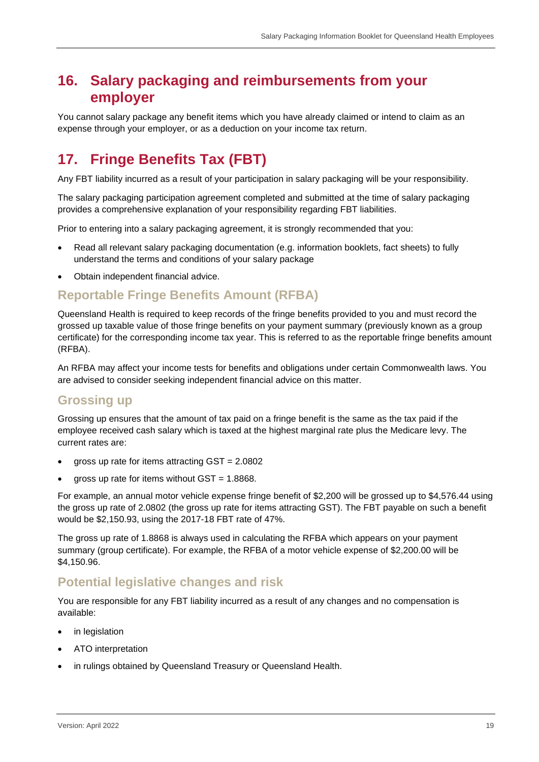## 16. Salary packaging and reimbursements from your employer

You cannot salary package any benefit items which you have already claimed or intend to claim as an expense through your employer, or as a deduction on your income tax return.

## 17. Fringe Benefits Tax (FBT)

Any FBT liability incurred as a result of your participation in salary packaging will be your responsibility.

The salary packaging participation agreement completed and submitted at the time of salary packaging provides a comprehensive explanation of your responsibility regarding FBT liabilities.

Prior to entering into a salary packaging agreement, it is strongly recommended that you:

- Read all relevant salary packaging documentation (e.g. information booklets, fact sheets) to fully understand the terms and conditions of your salary package
- Obtain independent financial advice.

### Reportable Fringe Benefits Amount (RFBA)

Queensland Health is required to keep records of the fringe benefits provided to you and must record the grossed up taxable value of those fringe benefits on your payment summary (previously known as a group certificate) for the corresponding income tax year. This is referred to as the reportable fringe benefits amount (RFBA).

An RFBA may affect your income tests for benefits and obligations under certain Commonwealth laws. You are advised to consider seeking independent financial advice on this matter.

### Grossing up

Grossing up ensures that the amount of tax paid on a fringe benefit is the same as the tax paid if the employee received cash salary which is taxed at the highest marginal rate plus the Medicare levy. The current rates are:

- gross up rate for items attracting GST = 2.0802
- gross up rate for items without GST = 1.8868.

For example, an annual motor vehicle expense fringe benefit of $2,200 will be grossed up to $4,576.44 using the gross up rate of 2.0802 (the gross up rate for items attracting GST). The FBT payable on such a benefit would be $2,150.93, using the 2017-18 FBT rate of 47%.

The gross up rate of 1.8868 is always used in calculating the RFBA which appears on your payment summary (group certificate). For example, the RFBA of a motor vehicle expense of $2,200.00 will be $4,150.96.

### Potential legislative changes and risk

You are responsible for any FBT liability incurred as a result of any changes and no compensation is available:

- in legislation
- ATO interpretation
- in rulings obtained by Queensland Treasury or Queensland Health.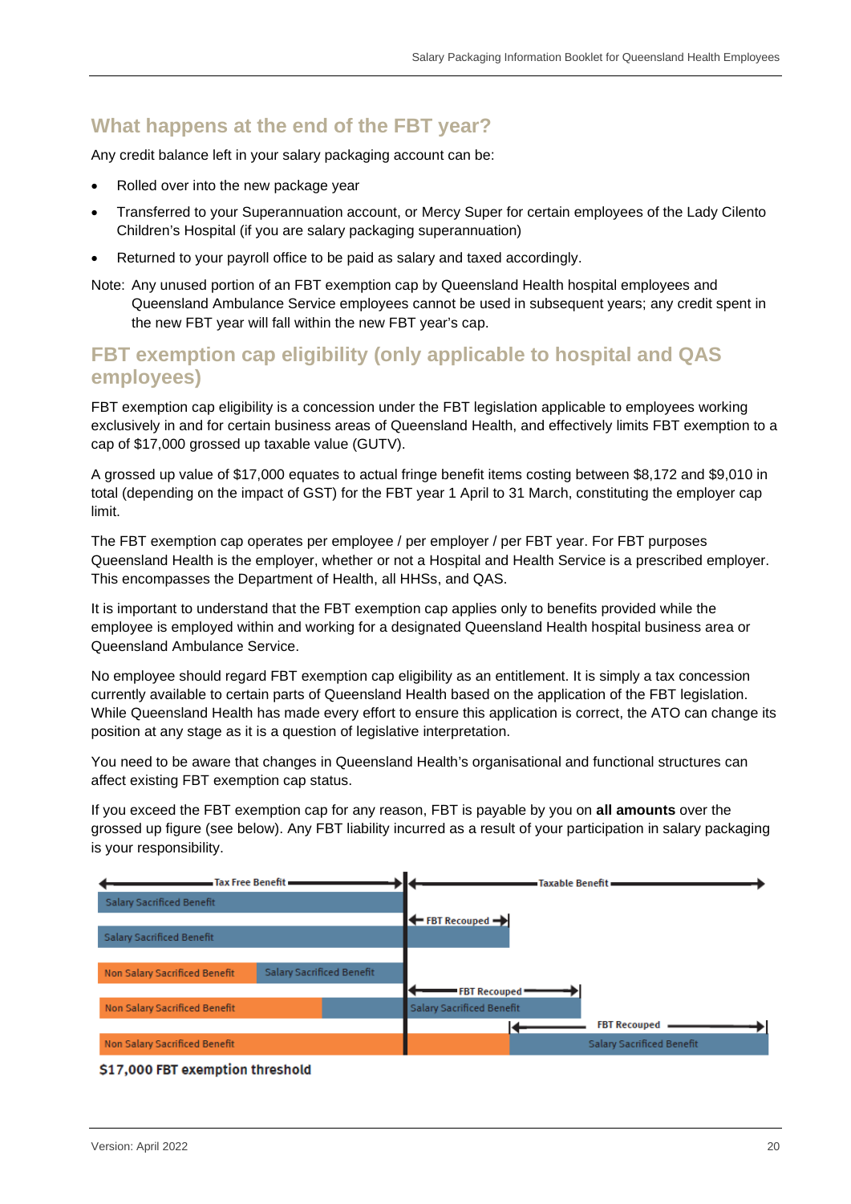## What happens at the end of the FBT year?

Any credit balance left in your salary packaging account can be:

- Rolled over into the new package year
- Transferred to your Superannuation account, or Mercy Super for certain employees of the Lady Cilento Children's Hospital (if you are salary packaging superannuation)
- Returned to your payroll office to be paid as salary and taxed accordingly.

Note: Any unused portion of an FBT exemption cap by Queensland Health hospital employees and Queensland Ambulance Service employees cannot be used in subsequent years; any credit spent in the new FBT year will fall within the new FBT year's cap.

## FBT exemption cap eligibility (only applicable to hospital and QAS employees)

FBT exemption cap eligibility is a concession under the FBT legislation applicable to employees working exclusively in and for certain business areas of Queensland Health, and effectively limits FBT exemption to a cap of $17,000 grossed up taxable value (GUTV).

A grossed up value of $17,000 equates to actual fringe benefit items costing between $8,172 and $9,010 in total (depending on the impact of GST) for the FBT year 1 April to 31 March, constituting the employer cap limit.

The FBT exemption cap operates per employee / per employer / per FBT year. For FBT purposes Queensland Health is the employer, whether or not a Hospital and Health Service is a prescribed employer. This encompasses the Department of Health, all HHSs, and QAS.

It is important to understand that the FBT exemption cap applies only to benefits provided while the employee is employed within and working for a designated Queensland Health hospital business area or Queensland Ambulance Service.

No employee should regard FBT exemption cap eligibility as an entitlement. It is simply a tax concession currently available to certain parts of Queensland Health based on the application of the FBT legislation. While Queensland Health has made every effort to ensure this application is correct, the ATO can change its position at any stage as it is a question of legislative interpretation.

You need to be aware that changes in Queensland Health's organisational and functional structures can affect existing FBT exemption cap status.

If you exceed the FBT exemption cap for any reason, FBT is payable by you on **all amounts** over the grossed up figure (see below). Any FBT liability incurred as a result of your participation in salary packaging is your responsibility.

Tax Free Benefit | Taxable Benefit

- Salary Sacrificed Benefit
- Salary Sacrificed Benefit — FBT Recouped
- Non Salary Sacrificed Benefit, Salary Sacrificed Benefit
- Non Salary Sacrificed Benefit, Salary Sacrificed Benefit — FBT Recouped
- Non Salary Sacrificed Benefit, Salary Sacrificed Benefit — FBT Recouped

**$17,000 FBT exemption threshold**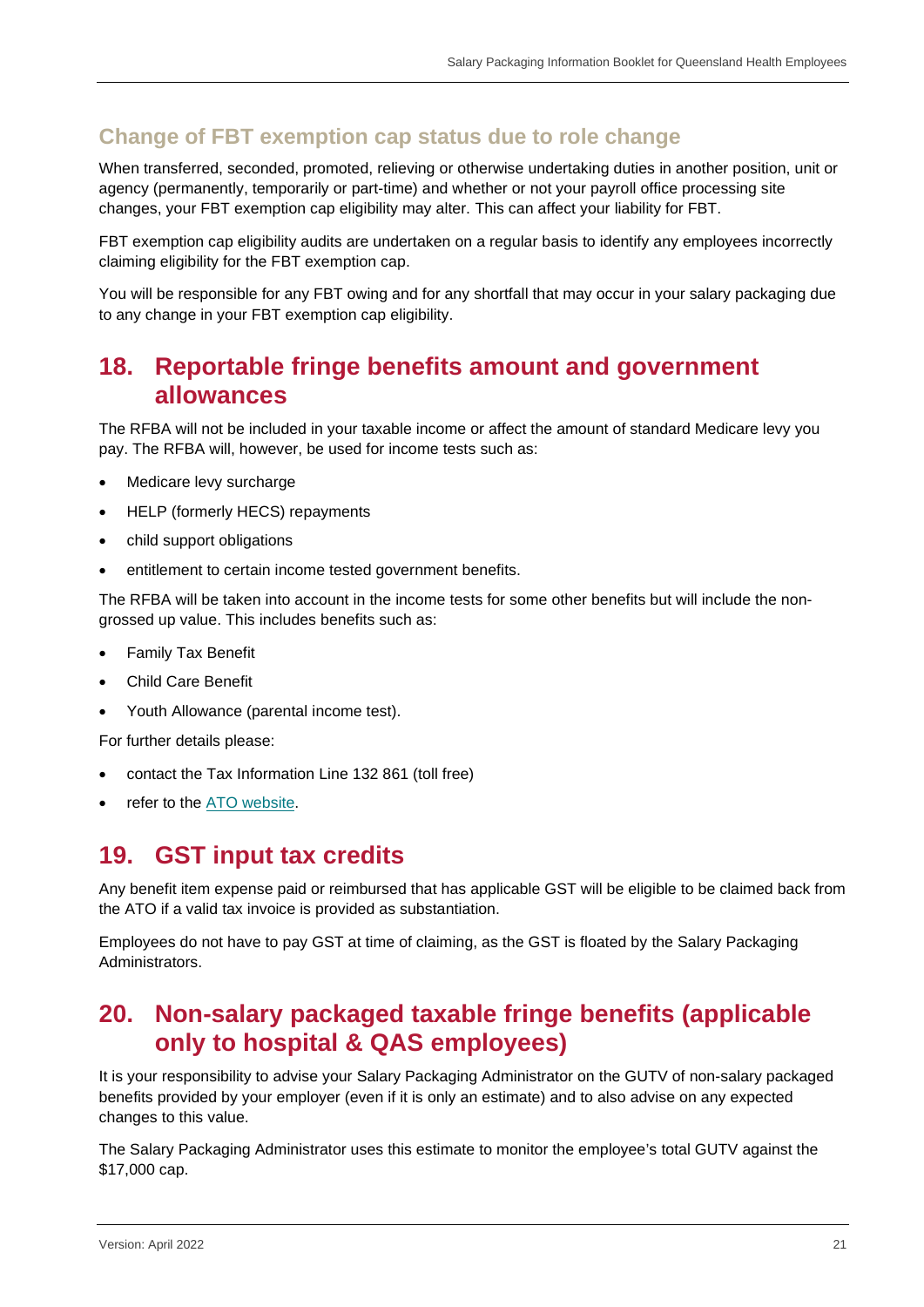### Change of FBT exemption cap status due to role change

When transferred, seconded, promoted, relieving or otherwise undertaking duties in another position, unit or agency (permanently, temporarily or part-time) and whether or not your payroll office processing site changes, your FBT exemption cap eligibility may alter. This can affect your liability for FBT.

FBT exemption cap eligibility audits are undertaken on a regular basis to identify any employees incorrectly claiming eligibility for the FBT exemption cap.

You will be responsible for any FBT owing and for any shortfall that may occur in your salary packaging due to any change in your FBT exemption cap eligibility.

## 18. Reportable fringe benefits amount and government allowances

The RFBA will not be included in your taxable income or affect the amount of standard Medicare levy you pay. The RFBA will, however, be used for income tests such as:

- Medicare levy surcharge
- HELP (formerly HECS) repayments
- child support obligations
- entitlement to certain income tested government benefits.

The RFBA will be taken into account in the income tests for some other benefits but will include the non-grossed up value. This includes benefits such as:

- Family Tax Benefit
- Child Care Benefit
- Youth Allowance (parental income test).

For further details please:

- contact the Tax Information Line 132 861 (toll free)
- refer to the [ATO website](ATO website).

## 19. GST input tax credits

Any benefit item expense paid or reimbursed that has applicable GST will be eligible to be claimed back from the ATO if a valid tax invoice is provided as substantiation.

Employees do not have to pay GST at time of claiming, as the GST is floated by the Salary Packaging Administrators.

## 20. Non-salary packaged taxable fringe benefits (applicable only to hospital & QAS employees)

It is your responsibility to advise your Salary Packaging Administrator on the GUTV of non-salary packaged benefits provided by your employer (even if it is only an estimate) and to also advise on any expected changes to this value.

The Salary Packaging Administrator uses this estimate to monitor the employee's total GUTV against the $17,000 cap.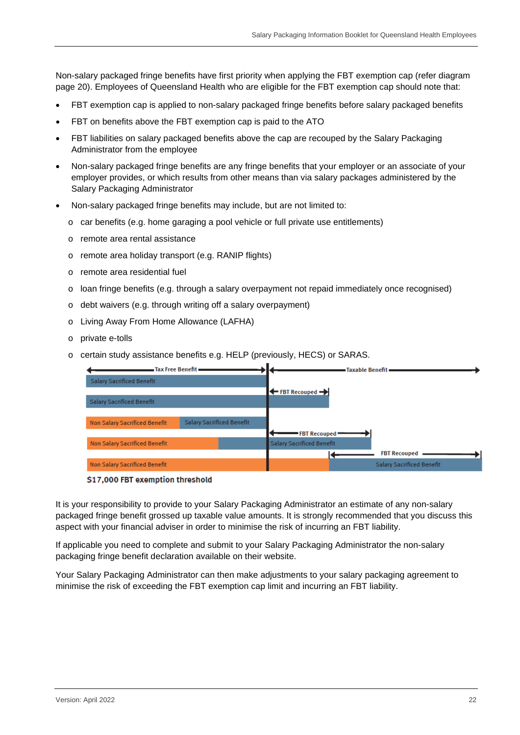Non-salary packaged fringe benefits have first priority when applying the FBT exemption cap (refer diagram page 20). Employees of Queensland Health who are eligible for the FBT exemption cap should note that:

- FBT exemption cap is applied to non-salary packaged fringe benefits before salary packaged benefits
- FBT on benefits above the FBT exemption cap is paid to the ATO
- FBT liabilities on salary packaged benefits above the cap are recouped by the Salary Packaging Administrator from the employee
- Non-salary packaged fringe benefits are any fringe benefits that your employer or an associate of your employer provides, or which results from other means than via salary packages administered by the Salary Packaging Administrator
- Non-salary packaged fringe benefits may include, but are not limited to:
  - car benefits (e.g. home garaging a pool vehicle or full private use entitlements)
  - remote area rental assistance
  - remote area holiday transport (e.g. RANIP flights)
  - remote area residential fuel
  - loan fringe benefits (e.g. through a salary overpayment not repaid immediately once recognised)
  - debt waivers (e.g. through writing off a salary overpayment)
  - Living Away From Home Allowance (LAFHA)
  - private e-tolls
  - certain study assistance benefits e.g. HELP (previously, HECS) or SARAS.

Tax Free Benefit
Taxable Benefit
Salary Sacrificed Benefit
FBT Recouped
Salary Sacrificed Benefit
Non Salary Sacrificed Benefit
Salary Sacrificed Benefit
FBT Recouped
Non Salary Sacrificed Benefit
Salary Sacrificed Benefit
FBT Recouped
Non Salary Sacrificed Benefit
Salary Sacrificed Benefit

**$17,000 FBT exemption threshold**

It is your responsibility to provide to your Salary Packaging Administrator an estimate of any non-salary packaged fringe benefit grossed up taxable value amounts. It is strongly recommended that you discuss this aspect with your financial adviser in order to minimise the risk of incurring an FBT liability.

If applicable you need to complete and submit to your Salary Packaging Administrator the non-salary packaging fringe benefit declaration available on their website.

Your Salary Packaging Administrator can then make adjustments to your salary packaging agreement to minimise the risk of exceeding the FBT exemption cap limit and incurring an FBT liability.